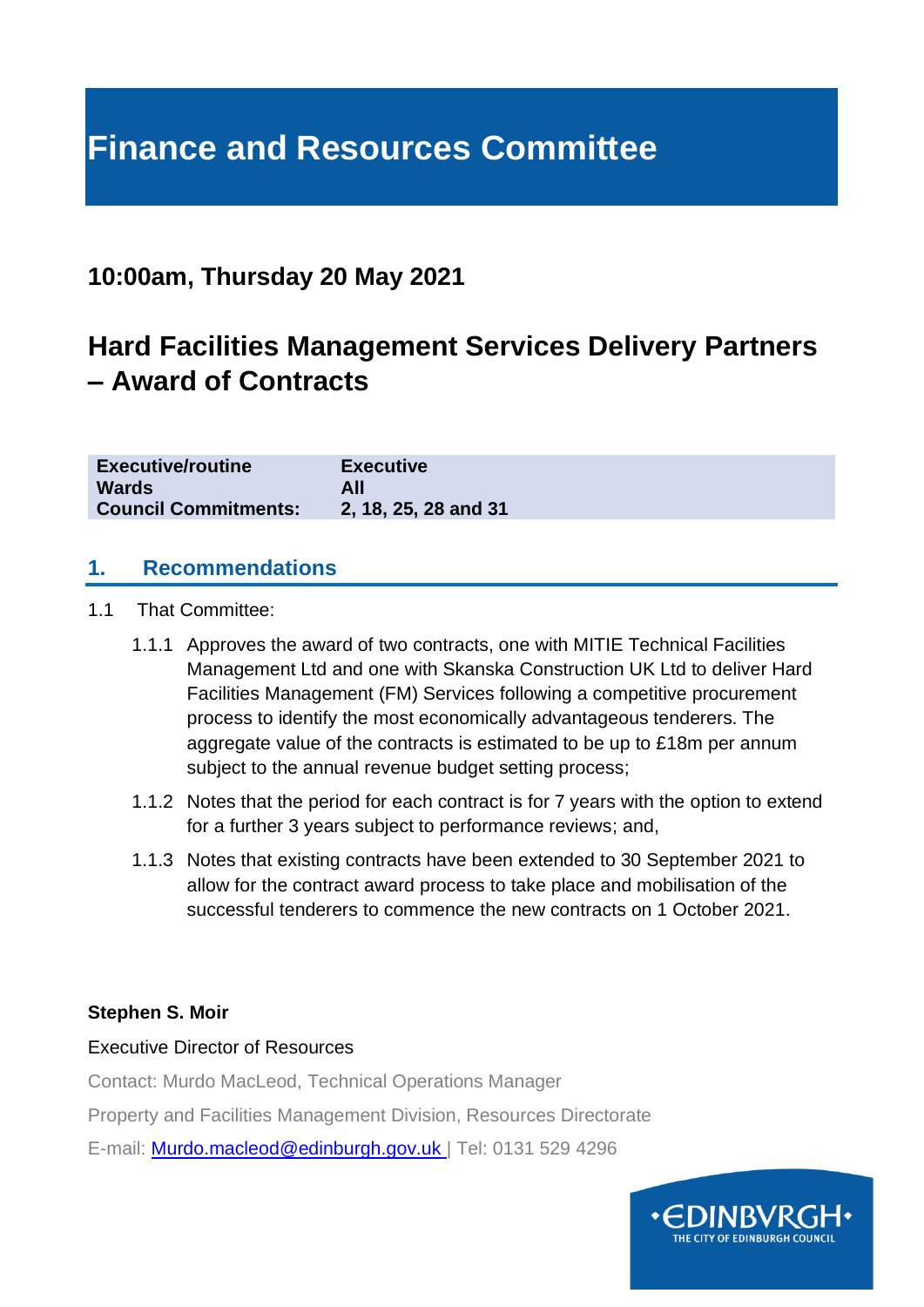# Finance and Resources Committee

## 10:00am, Thursday 20 May 2021

## Hard Facilities Management Services Delivery Partners – Award of Contracts

| | |
|---|---|
| **Executive/routine** | **Executive** |
| **Wards** | **All** |
| **Council Commitments:** | **2, 18, 25, 28 and 31** |

## 1. Recommendations

1.1 That Committee:

1.1.1 Approves the award of two contracts, one with MITIE Technical Facilities Management Ltd and one with Skanska Construction UK Ltd to deliver Hard Facilities Management (FM) Services following a competitive procurement process to identify the most economically advantageous tenderers. The aggregate value of the contracts is estimated to be up to £18m per annum subject to the annual revenue budget setting process;

1.1.2 Notes that the period for each contract is for 7 years with the option to extend for a further 3 years subject to performance reviews; and,

1.1.3 Notes that existing contracts have been extended to 30 September 2021 to allow for the contract award process to take place and mobilisation of the successful tenderers to commence the new contracts on 1 October 2021.

**Stephen S. Moir**

Executive Director of Resources

Contact: Murdo MacLeod, Technical Operations Manager

Property and Facilities Management Division, Resources Directorate

E-mail: Murdo.macleod@edinburgh.gov.uk | Tel: 0131 529 4296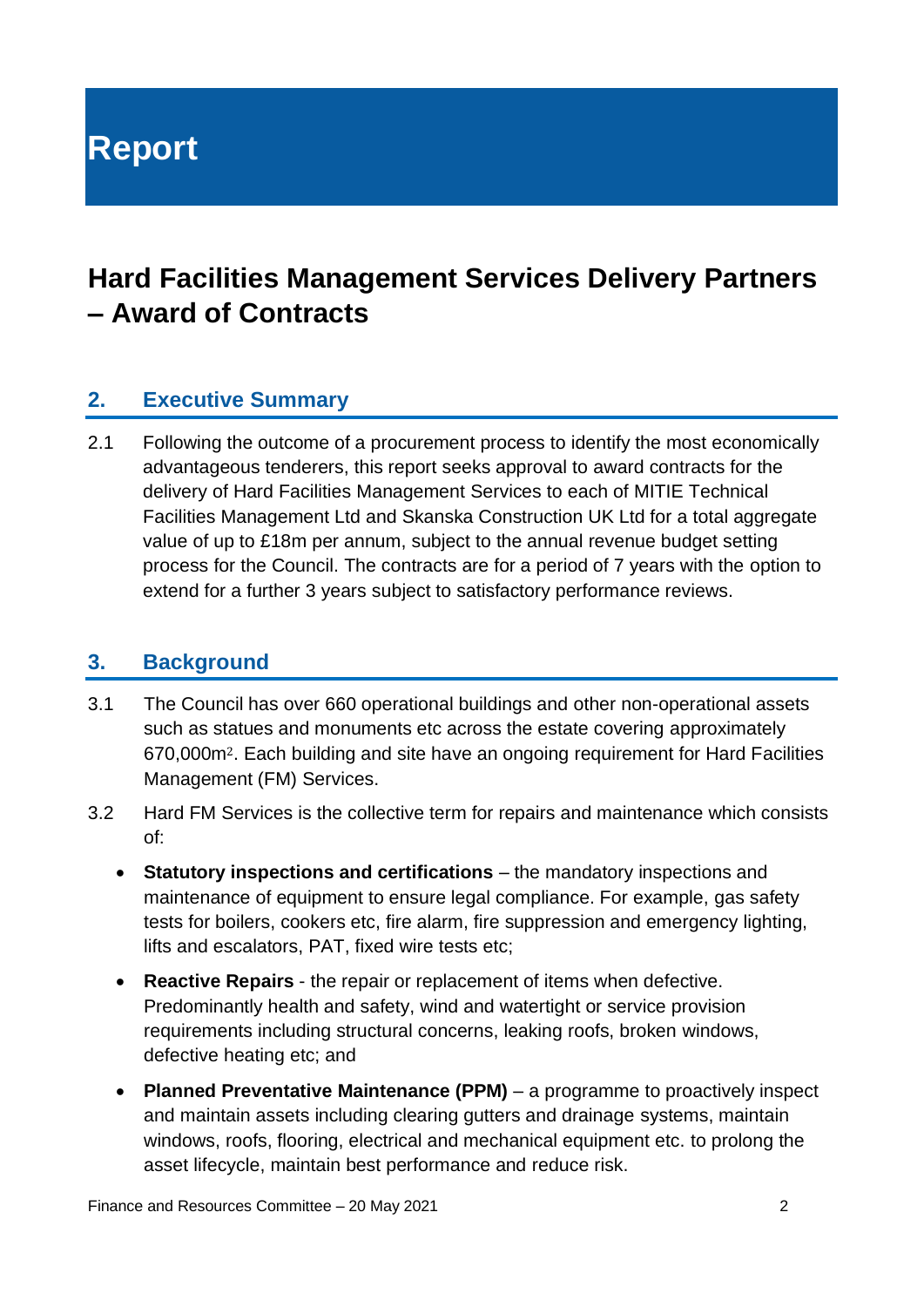# Report

## Hard Facilities Management Services Delivery Partners – Award of Contracts

### 2. Executive Summary

2.1 Following the outcome of a procurement process to identify the most economically advantageous tenderers, this report seeks approval to award contracts for the delivery of Hard Facilities Management Services to each of MITIE Technical Facilities Management Ltd and Skanska Construction UK Ltd for a total aggregate value of up to £18m per annum, subject to the annual revenue budget setting process for the Council. The contracts are for a period of 7 years with the option to extend for a further 3 years subject to satisfactory performance reviews.

### 3. Background

3.1 The Council has over 660 operational buildings and other non-operational assets such as statues and monuments etc across the estate covering approximately 670,000m$^2$. Each building and site have an ongoing requirement for Hard Facilities Management (FM) Services.

3.2 Hard FM Services is the collective term for repairs and maintenance which consists of:

- **Statutory inspections and certifications** – the mandatory inspections and maintenance of equipment to ensure legal compliance. For example, gas safety tests for boilers, cookers etc, fire alarm, fire suppression and emergency lighting, lifts and escalators, PAT, fixed wire tests etc;
- **Reactive Repairs** - the repair or replacement of items when defective. Predominantly health and safety, wind and watertight or service provision requirements including structural concerns, leaking roofs, broken windows, defective heating etc; and
- **Planned Preventative Maintenance (PPM)** – a programme to proactively inspect and maintain assets including clearing gutters and drainage systems, maintain windows, roofs, flooring, electrical and mechanical equipment etc. to prolong the asset lifecycle, maintain best performance and reduce risk.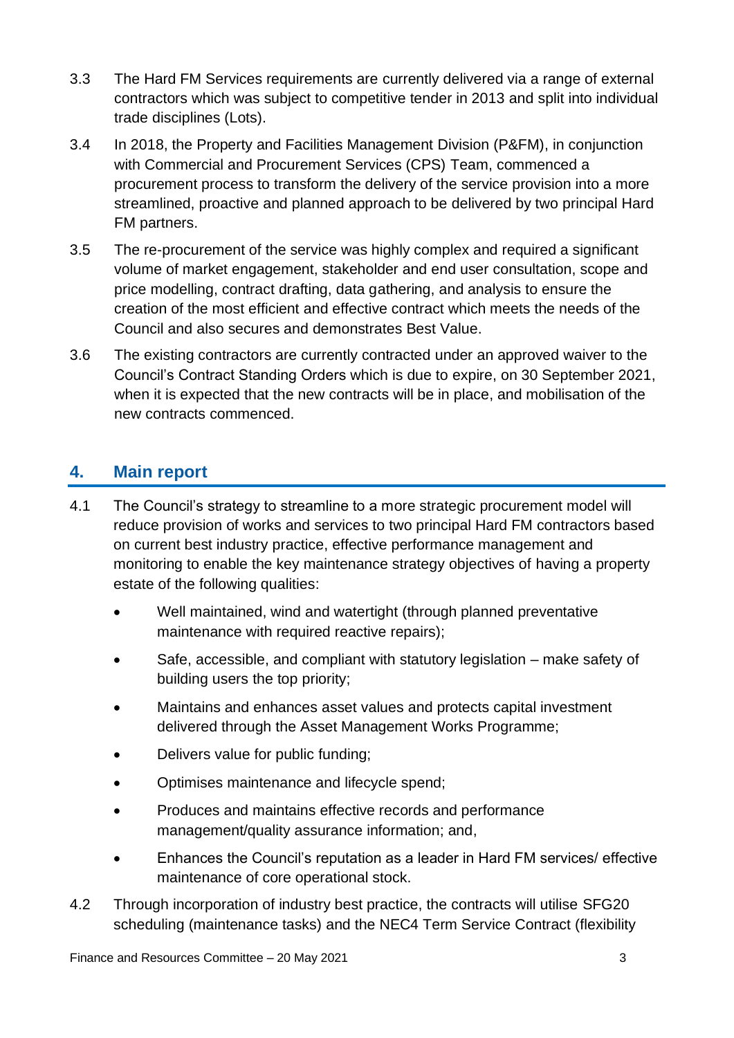3.3 The Hard FM Services requirements are currently delivered via a range of external contractors which was subject to competitive tender in 2013 and split into individual trade disciplines (Lots).

3.4 In 2018, the Property and Facilities Management Division (P&FM), in conjunction with Commercial and Procurement Services (CPS) Team, commenced a procurement process to transform the delivery of the service provision into a more streamlined, proactive and planned approach to be delivered by two principal Hard FM partners.

3.5 The re-procurement of the service was highly complex and required a significant volume of market engagement, stakeholder and end user consultation, scope and price modelling, contract drafting, data gathering, and analysis to ensure the creation of the most efficient and effective contract which meets the needs of the Council and also secures and demonstrates Best Value.

3.6 The existing contractors are currently contracted under an approved waiver to the Council's Contract Standing Orders which is due to expire, on 30 September 2021, when it is expected that the new contracts will be in place, and mobilisation of the new contracts commenced.

## 4. Main report

4.1 The Council's strategy to streamline to a more strategic procurement model will reduce provision of works and services to two principal Hard FM contractors based on current best industry practice, effective performance management and monitoring to enable the key maintenance strategy objectives of having a property estate of the following qualities:

- Well maintained, wind and watertight (through planned preventative maintenance with required reactive repairs);
- Safe, accessible, and compliant with statutory legislation – make safety of building users the top priority;
- Maintains and enhances asset values and protects capital investment delivered through the Asset Management Works Programme;
- Delivers value for public funding;
- Optimises maintenance and lifecycle spend;
- Produces and maintains effective records and performance management/quality assurance information; and,
- Enhances the Council's reputation as a leader in Hard FM services/ effective maintenance of core operational stock.

4.2 Through incorporation of industry best practice, the contracts will utilise SFG20 scheduling (maintenance tasks) and the NEC4 Term Service Contract (flexibility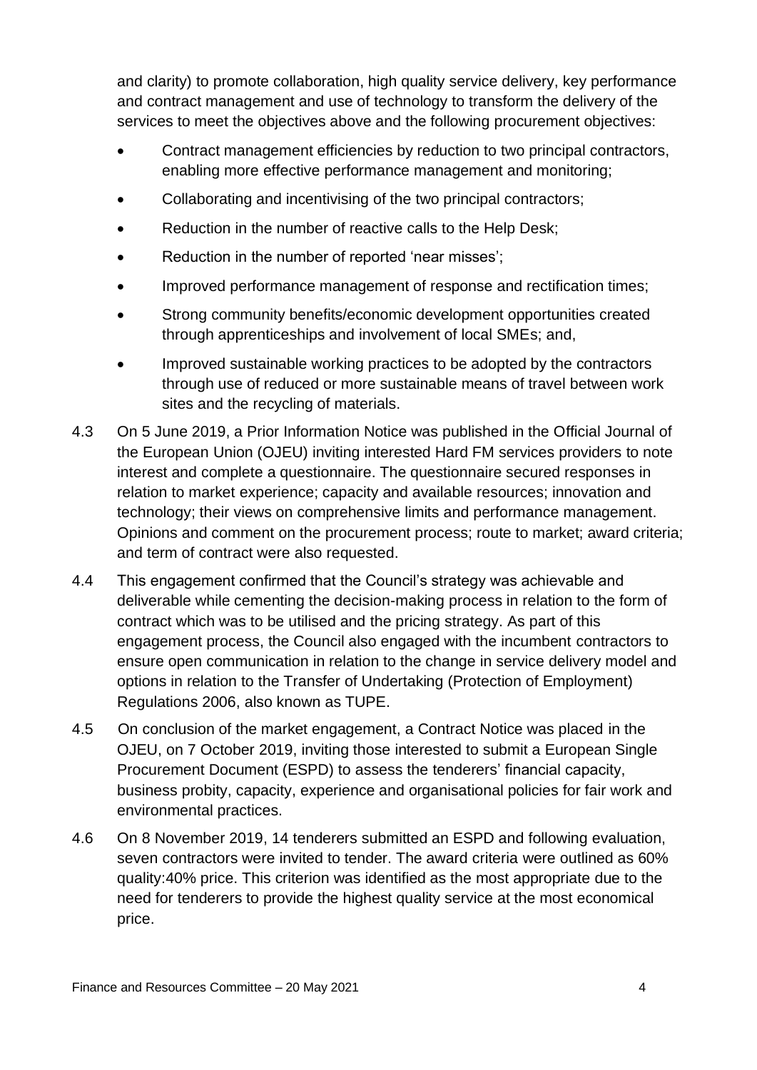and clarity) to promote collaboration, high quality service delivery, key performance and contract management and use of technology to transform the delivery of the services to meet the objectives above and the following procurement objectives:

- Contract management efficiencies by reduction to two principal contractors, enabling more effective performance management and monitoring;
- Collaborating and incentivising of the two principal contractors;
- Reduction in the number of reactive calls to the Help Desk;
- Reduction in the number of reported 'near misses';
- Improved performance management of response and rectification times;
- Strong community benefits/economic development opportunities created through apprenticeships and involvement of local SMEs; and,
- Improved sustainable working practices to be adopted by the contractors through use of reduced or more sustainable means of travel between work sites and the recycling of materials.

4.3 On 5 June 2019, a Prior Information Notice was published in the Official Journal of the European Union (OJEU) inviting interested Hard FM services providers to note interest and complete a questionnaire. The questionnaire secured responses in relation to market experience; capacity and available resources; innovation and technology; their views on comprehensive limits and performance management. Opinions and comment on the procurement process; route to market; award criteria; and term of contract were also requested.

4.4 This engagement confirmed that the Council's strategy was achievable and deliverable while cementing the decision-making process in relation to the form of contract which was to be utilised and the pricing strategy. As part of this engagement process, the Council also engaged with the incumbent contractors to ensure open communication in relation to the change in service delivery model and options in relation to the Transfer of Undertaking (Protection of Employment) Regulations 2006, also known as TUPE.

4.5 On conclusion of the market engagement, a Contract Notice was placed in the OJEU, on 7 October 2019, inviting those interested to submit a European Single Procurement Document (ESPD) to assess the tenderers' financial capacity, business probity, capacity, experience and organisational policies for fair work and environmental practices.

4.6 On 8 November 2019, 14 tenderers submitted an ESPD and following evaluation, seven contractors were invited to tender. The award criteria were outlined as 60% quality:40% price. This criterion was identified as the most appropriate due to the need for tenderers to provide the highest quality service at the most economical price.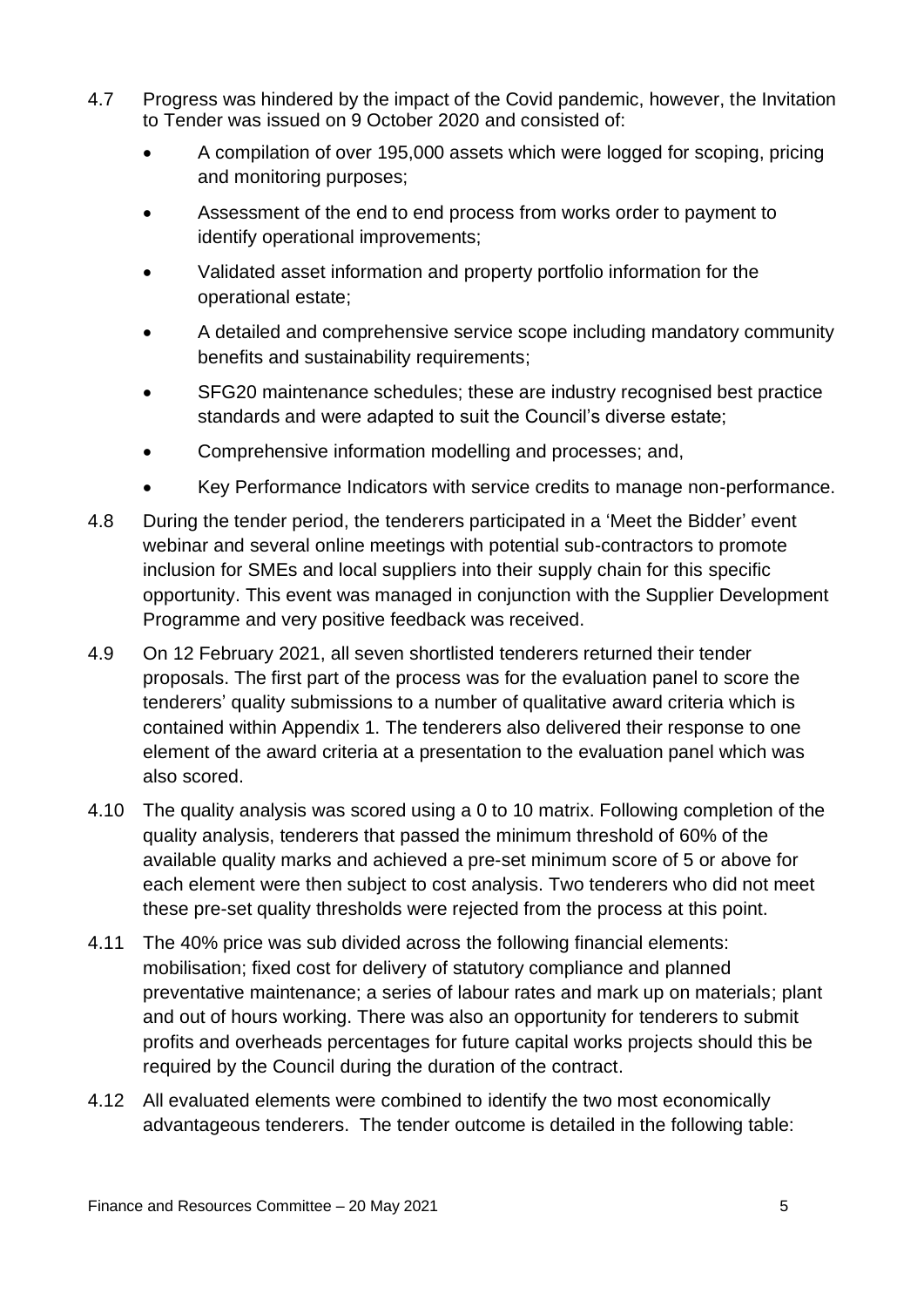4.7 Progress was hindered by the impact of the Covid pandemic, however, the Invitation to Tender was issued on 9 October 2020 and consisted of:

- A compilation of over 195,000 assets which were logged for scoping, pricing and monitoring purposes;
- Assessment of the end to end process from works order to payment to identify operational improvements;
- Validated asset information and property portfolio information for the operational estate;
- A detailed and comprehensive service scope including mandatory community benefits and sustainability requirements;
- SFG20 maintenance schedules; these are industry recognised best practice standards and were adapted to suit the Council's diverse estate;
- Comprehensive information modelling and processes; and,
- Key Performance Indicators with service credits to manage non-performance.

4.8 During the tender period, the tenderers participated in a 'Meet the Bidder' event webinar and several online meetings with potential sub-contractors to promote inclusion for SMEs and local suppliers into their supply chain for this specific opportunity. This event was managed in conjunction with the Supplier Development Programme and very positive feedback was received.

4.9 On 12 February 2021, all seven shortlisted tenderers returned their tender proposals. The first part of the process was for the evaluation panel to score the tenderers' quality submissions to a number of qualitative award criteria which is contained within Appendix 1. The tenderers also delivered their response to one element of the award criteria at a presentation to the evaluation panel which was also scored.

4.10 The quality analysis was scored using a 0 to 10 matrix. Following completion of the quality analysis, tenderers that passed the minimum threshold of 60% of the available quality marks and achieved a pre-set minimum score of 5 or above for each element were then subject to cost analysis. Two tenderers who did not meet these pre-set quality thresholds were rejected from the process at this point.

4.11 The 40% price was sub divided across the following financial elements: mobilisation; fixed cost for delivery of statutory compliance and planned preventative maintenance; a series of labour rates and mark up on materials; plant and out of hours working. There was also an opportunity for tenderers to submit profits and overheads percentages for future capital works projects should this be required by the Council during the duration of the contract.

4.12 All evaluated elements were combined to identify the two most economically advantageous tenderers. The tender outcome is detailed in the following table: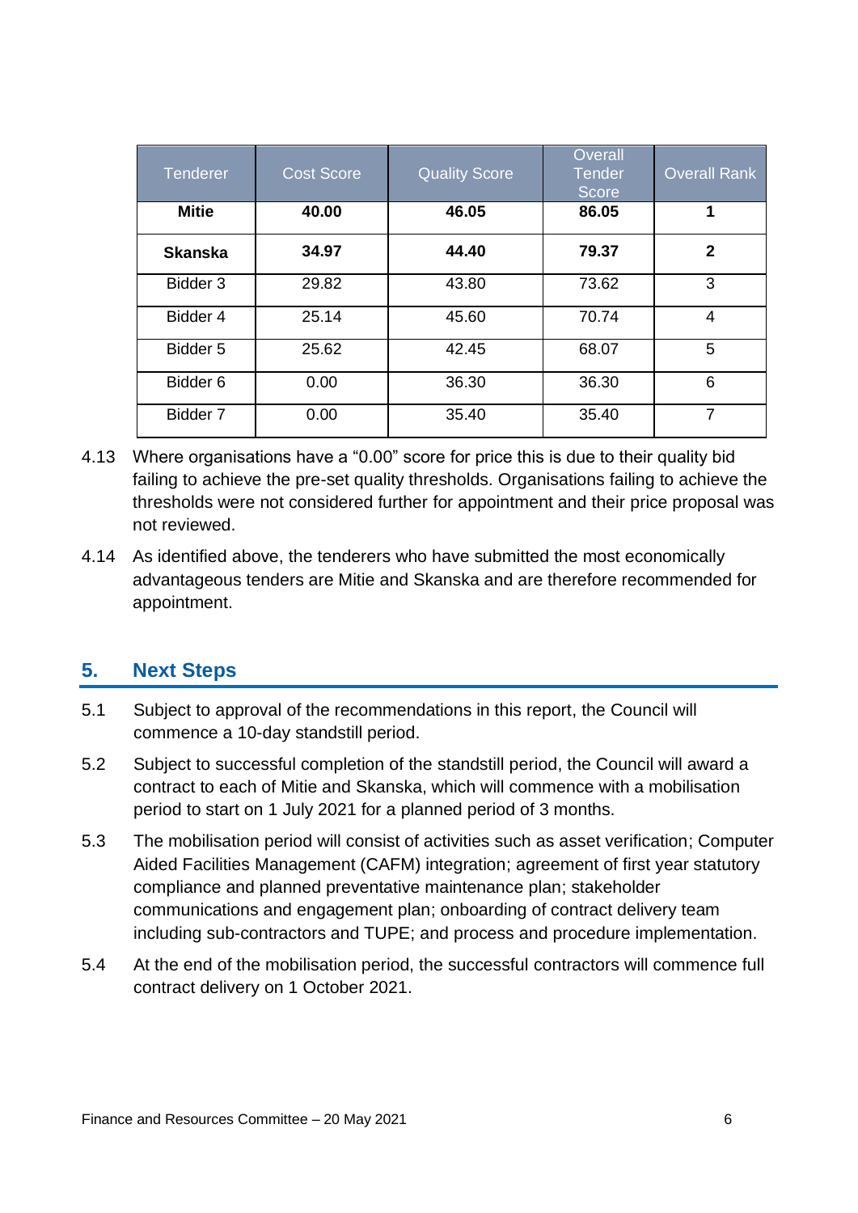| Tenderer | Cost Score | Quality Score | Overall Tender Score | Overall Rank |
|---|---|---|---|---|
| **Mitie** | **40.00** | **46.05** | **86.05** | **1** |
| **Skanska** | **34.97** | **44.40** | **79.37** | **2** |
| Bidder 3 | 29.82 | 43.80 | 73.62 | 3 |
| Bidder 4 | 25.14 | 45.60 | 70.74 | 4 |
| Bidder 5 | 25.62 | 42.45 | 68.07 | 5 |
| Bidder 6 | 0.00 | 36.30 | 36.30 | 6 |
| Bidder 7 | 0.00 | 35.40 | 35.40 | 7 |

4.13 Where organisations have a "0.00" score for price this is due to their quality bid failing to achieve the pre-set quality thresholds. Organisations failing to achieve the thresholds were not considered further for appointment and their price proposal was not reviewed.

4.14 As identified above, the tenderers who have submitted the most economically advantageous tenders are Mitie and Skanska and are therefore recommended for appointment.

## 5. Next Steps

5.1 Subject to approval of the recommendations in this report, the Council will commence a 10-day standstill period.

5.2 Subject to successful completion of the standstill period, the Council will award a contract to each of Mitie and Skanska, which will commence with a mobilisation period to start on 1 July 2021 for a planned period of 3 months.

5.3 The mobilisation period will consist of activities such as asset verification; Computer Aided Facilities Management (CAFM) integration; agreement of first year statutory compliance and planned preventative maintenance plan; stakeholder communications and engagement plan; onboarding of contract delivery team including sub-contractors and TUPE; and process and procedure implementation.

5.4 At the end of the mobilisation period, the successful contractors will commence full contract delivery on 1 October 2021.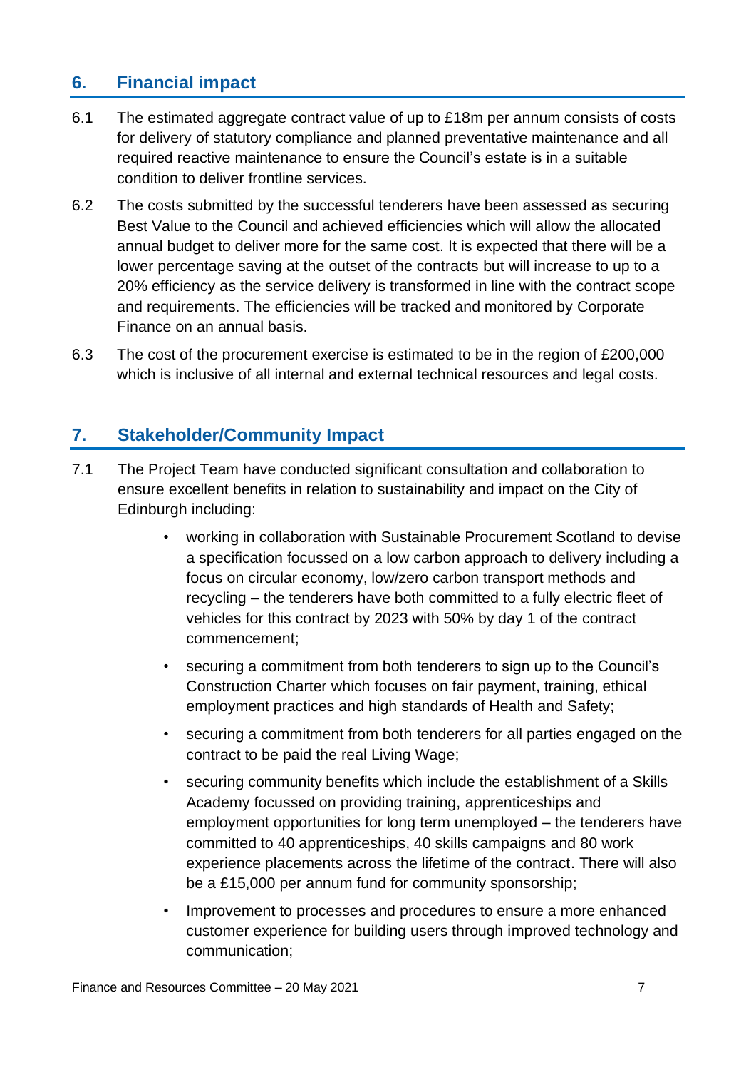## 6. Financial impact

6.1 The estimated aggregate contract value of up to £18m per annum consists of costs for delivery of statutory compliance and planned preventative maintenance and all required reactive maintenance to ensure the Council's estate is in a suitable condition to deliver frontline services.

6.2 The costs submitted by the successful tenderers have been assessed as securing Best Value to the Council and achieved efficiencies which will allow the allocated annual budget to deliver more for the same cost. It is expected that there will be a lower percentage saving at the outset of the contracts but will increase to up to a 20% efficiency as the service delivery is transformed in line with the contract scope and requirements. The efficiencies will be tracked and monitored by Corporate Finance on an annual basis.

6.3 The cost of the procurement exercise is estimated to be in the region of £200,000 which is inclusive of all internal and external technical resources and legal costs.

## 7. Stakeholder/Community Impact

7.1 The Project Team have conducted significant consultation and collaboration to ensure excellent benefits in relation to sustainability and impact on the City of Edinburgh including:

- working in collaboration with Sustainable Procurement Scotland to devise a specification focussed on a low carbon approach to delivery including a focus on circular economy, low/zero carbon transport methods and recycling – the tenderers have both committed to a fully electric fleet of vehicles for this contract by 2023 with 50% by day 1 of the contract commencement;
- securing a commitment from both tenderers to sign up to the Council's Construction Charter which focuses on fair payment, training, ethical employment practices and high standards of Health and Safety;
- securing a commitment from both tenderers for all parties engaged on the contract to be paid the real Living Wage;
- securing community benefits which include the establishment of a Skills Academy focussed on providing training, apprenticeships and employment opportunities for long term unemployed – the tenderers have committed to 40 apprenticeships, 40 skills campaigns and 80 work experience placements across the lifetime of the contract. There will also be a £15,000 per annum fund for community sponsorship;
- Improvement to processes and procedures to ensure a more enhanced customer experience for building users through improved technology and communication;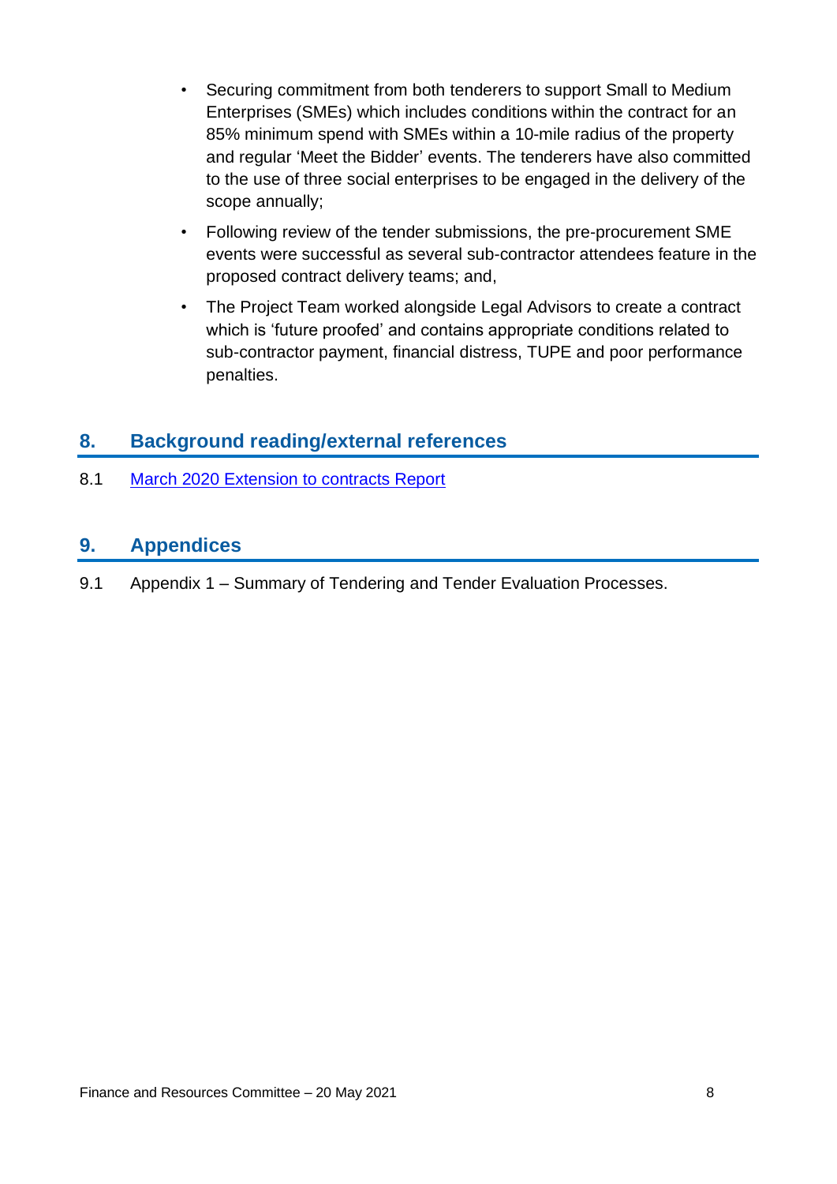- Securing commitment from both tenderers to support Small to Medium Enterprises (SMEs) which includes conditions within the contract for an 85% minimum spend with SMEs within a 10-mile radius of the property and regular 'Meet the Bidder' events. The tenderers have also committed to the use of three social enterprises to be engaged in the delivery of the scope annually;
- Following review of the tender submissions, the pre-procurement SME events were successful as several sub-contractor attendees feature in the proposed contract delivery teams; and,
- The Project Team worked alongside Legal Advisors to create a contract which is 'future proofed' and contains appropriate conditions related to sub-contractor payment, financial distress, TUPE and poor performance penalties.

## 8. Background reading/external references

8.1 March 2020 Extension to contracts Report

## 9. Appendices

9.1 Appendix 1 – Summary of Tendering and Tender Evaluation Processes.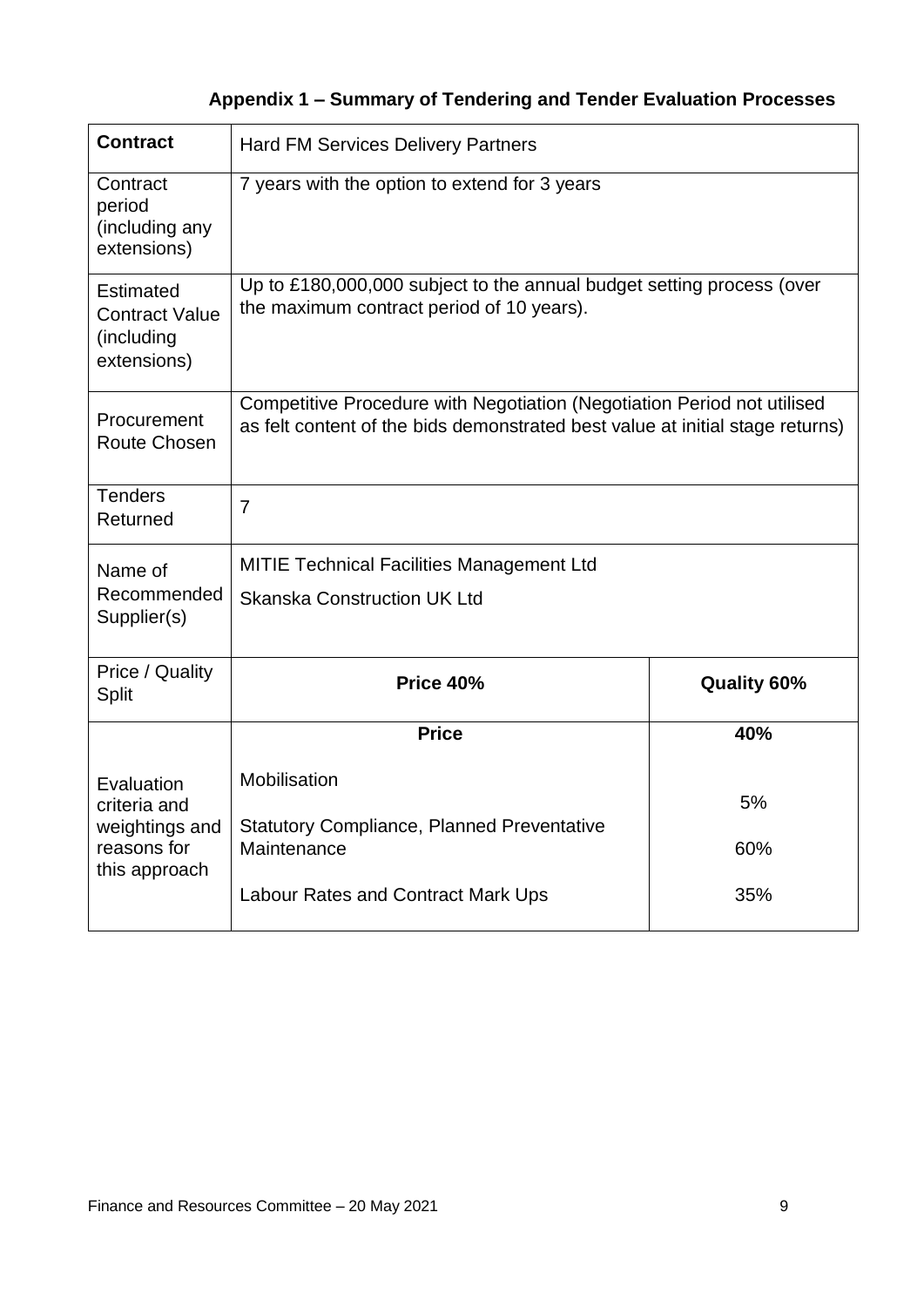### Appendix 1 – Summary of Tendering and Tender Evaluation Processes

| **Contract** | Hard FM Services Delivery Partners | |
|---|---|---|
| Contract period (including any extensions) | 7 years with the option to extend for 3 years | |
| Estimated Contract Value (including extensions) | Up to £180,000,000 subject to the annual budget setting process (over the maximum contract period of 10 years). | |
| Procurement Route Chosen | Competitive Procedure with Negotiation (Negotiation Period not utilised as felt content of the bids demonstrated best value at initial stage returns) | |
| Tenders Returned | 7 | |
| Name of Recommended Supplier(s) | MITIE Technical Facilities Management Ltd<br>Skanska Construction UK Ltd | |
| Price / Quality Split | **Price 40%** | **Quality 60%** |
| Evaluation criteria and weightings and reasons for this approach | **Price** | **40%** |
| | Mobilisation | 5% |
| | Statutory Compliance, Planned Preventative Maintenance | 60% |
| | Labour Rates and Contract Mark Ups | 35% |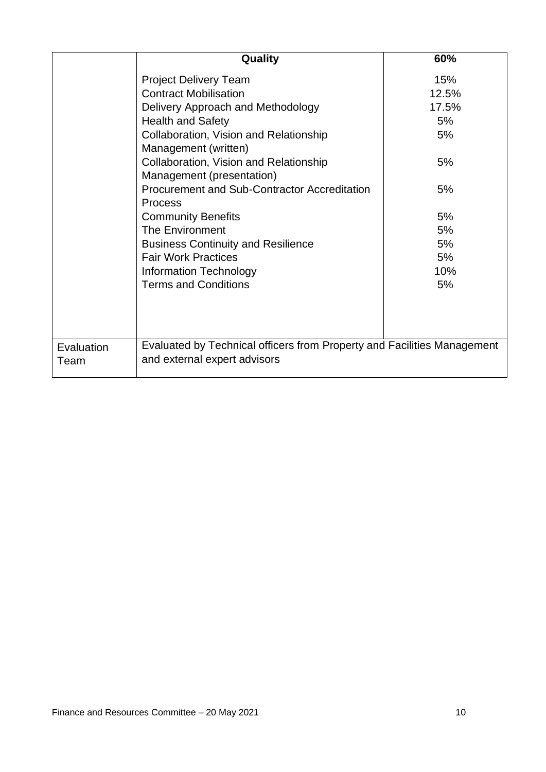| | | |
|---|---|---|
| | **Quality** | **60%** |
| | Project Delivery Team | 15% |
| | Contract Mobilisation | 12.5% |
| | Delivery Approach and Methodology | 17.5% |
| | Health and Safety | 5% |
| | Collaboration, Vision and Relationship Management (written) | 5% |
| | Collaboration, Vision and Relationship Management (presentation) | 5% |
| | Procurement and Sub-Contractor Accreditation Process | 5% |
| | Community Benefits | 5% |
| | The Environment | 5% |
| | Business Continuity and Resilience | 5% |
| | Fair Work Practices | 5% |
| | Information Technology | 10% |
| | Terms and Conditions | 5% |
| Evaluation Team | Evaluated by Technical officers from Property and Facilities Management and external expert advisors | |